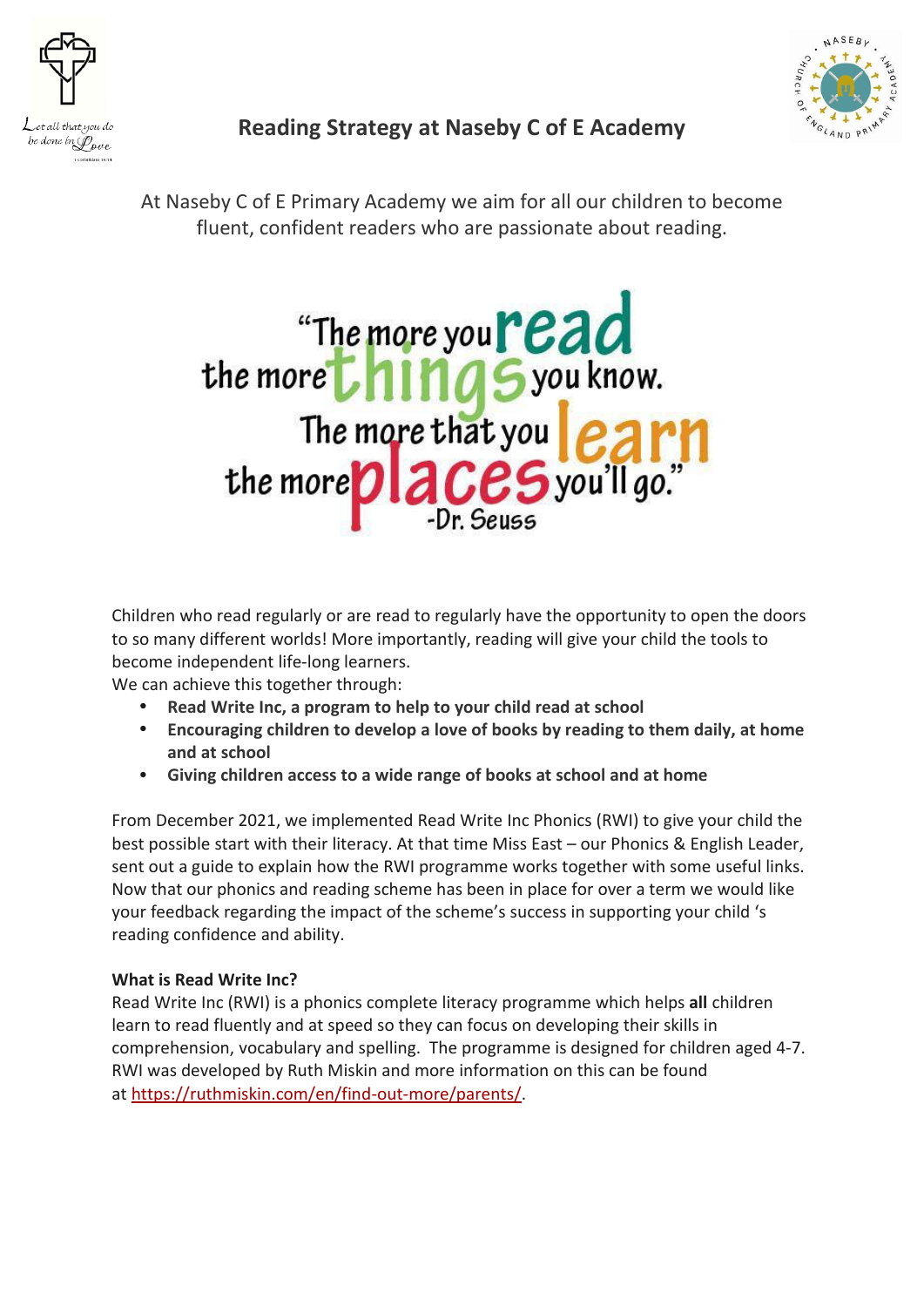# Reading Strategy at Naseby C of E Academy

At Naseby C of E Primary Academy we aim for all our children to become fluent, confident readers who are passionate about reading.

"The more you read the more things you know. The more that you learn the more places you'll go."
-Dr. Seuss

Children who read regularly or are read to regularly have the opportunity to open the doors to so many different worlds! More importantly, reading will give your child the tools to become independent life-long learners.
We can achieve this together through:

- **Read Write Inc, a program to help to your child read at school**
- **Encouraging children to develop a love of books by reading to them daily, at home and at school**
- **Giving children access to a wide range of books at school and at home**

From December 2021, we implemented Read Write Inc Phonics (RWI) to give your child the best possible start with their literacy. At that time Miss East – our Phonics & English Leader, sent out a guide to explain how the RWI programme works together with some useful links. Now that our phonics and reading scheme has been in place for over a term we would like your feedback regarding the impact of the scheme's success in supporting your child 's reading confidence and ability.

**What is Read Write Inc?**
Read Write Inc (RWI) is a phonics complete literacy programme which helps **all** children learn to read fluently and at speed so they can focus on developing their skills in comprehension, vocabulary and spelling. The programme is designed for children aged 4-7. RWI was developed by Ruth Miskin and more information on this can be found at https://ruthmiskin.com/en/find-out-more/parents/.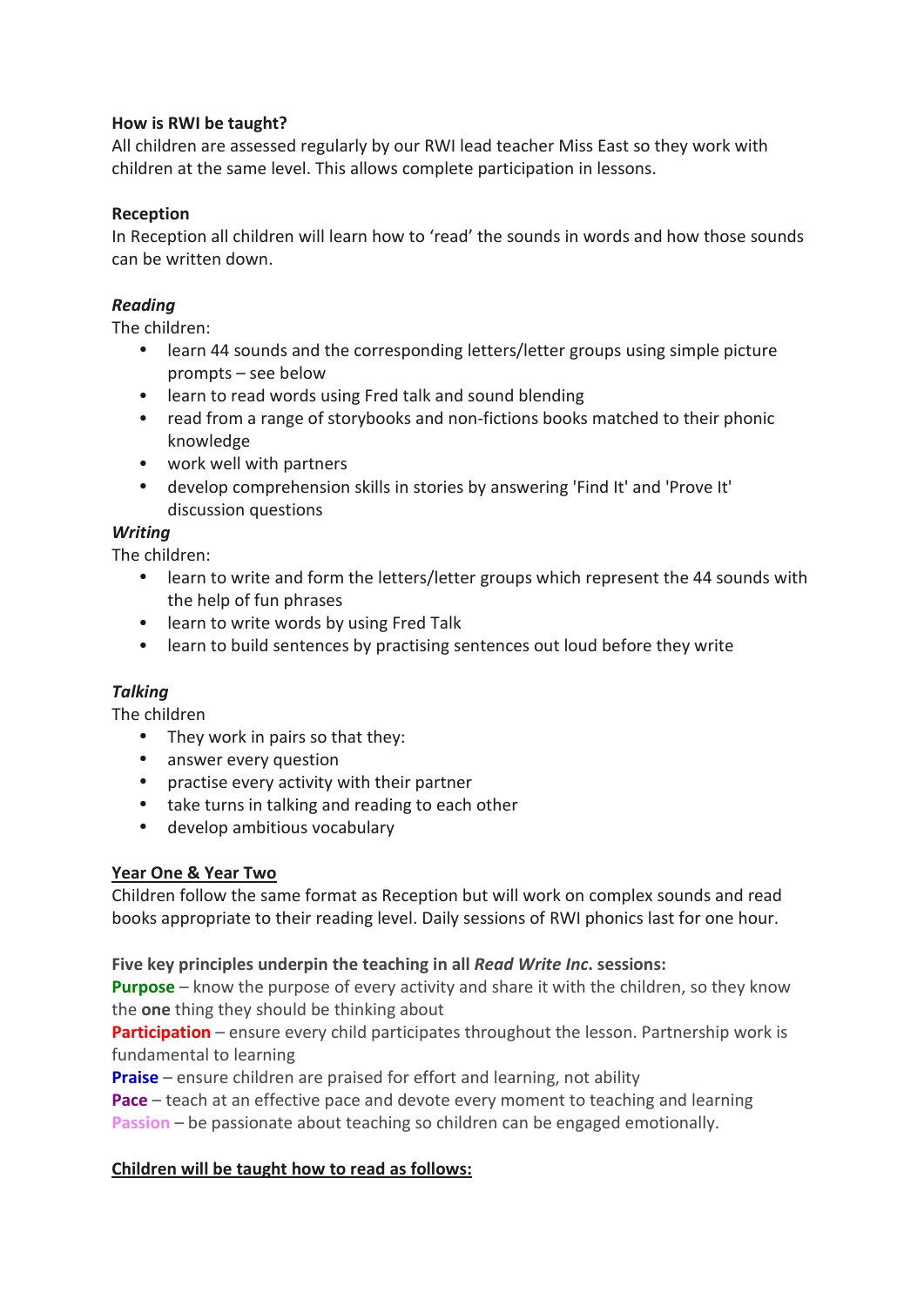**How is RWI be taught?**
All children are assessed regularly by our RWI lead teacher Miss East so they work with children at the same level. This allows complete participation in lessons.

**Reception**
In Reception all children will learn how to 'read' the sounds in words and how those sounds can be written down.

***Reading***
The children:

- learn 44 sounds and the corresponding letters/letter groups using simple picture prompts – see below
- learn to read words using Fred talk and sound blending
- read from a range of storybooks and non-fictions books matched to their phonic knowledge
- work well with partners
- develop comprehension skills in stories by answering 'Find It' and 'Prove It' discussion questions

***Writing***
The children:

- learn to write and form the letters/letter groups which represent the 44 sounds with the help of fun phrases
- learn to write words by using Fred Talk
- learn to build sentences by practising sentences out loud before they write

***Talking***
The children

- They work in pairs so that they:
- answer every question
- practise every activity with their partner
- take turns in talking and reading to each other
- develop ambitious vocabulary

**Year One & Year Two**
Children follow the same format as Reception but will work on complex sounds and read books appropriate to their reading level. Daily sessions of RWI phonics last for one hour.

**Five key principles underpin the teaching in all *Read Write Inc*. sessions:**
**Purpose** – know the purpose of every activity and share it with the children, so they know the **one** thing they should be thinking about
**Participation** – ensure every child participates throughout the lesson. Partnership work is fundamental to learning
**Praise** – ensure children are praised for effort and learning, not ability
**Pace** – teach at an effective pace and devote every moment to teaching and learning
**Passion** – be passionate about teaching so children can be engaged emotionally.

**Children will be taught how to read as follows:**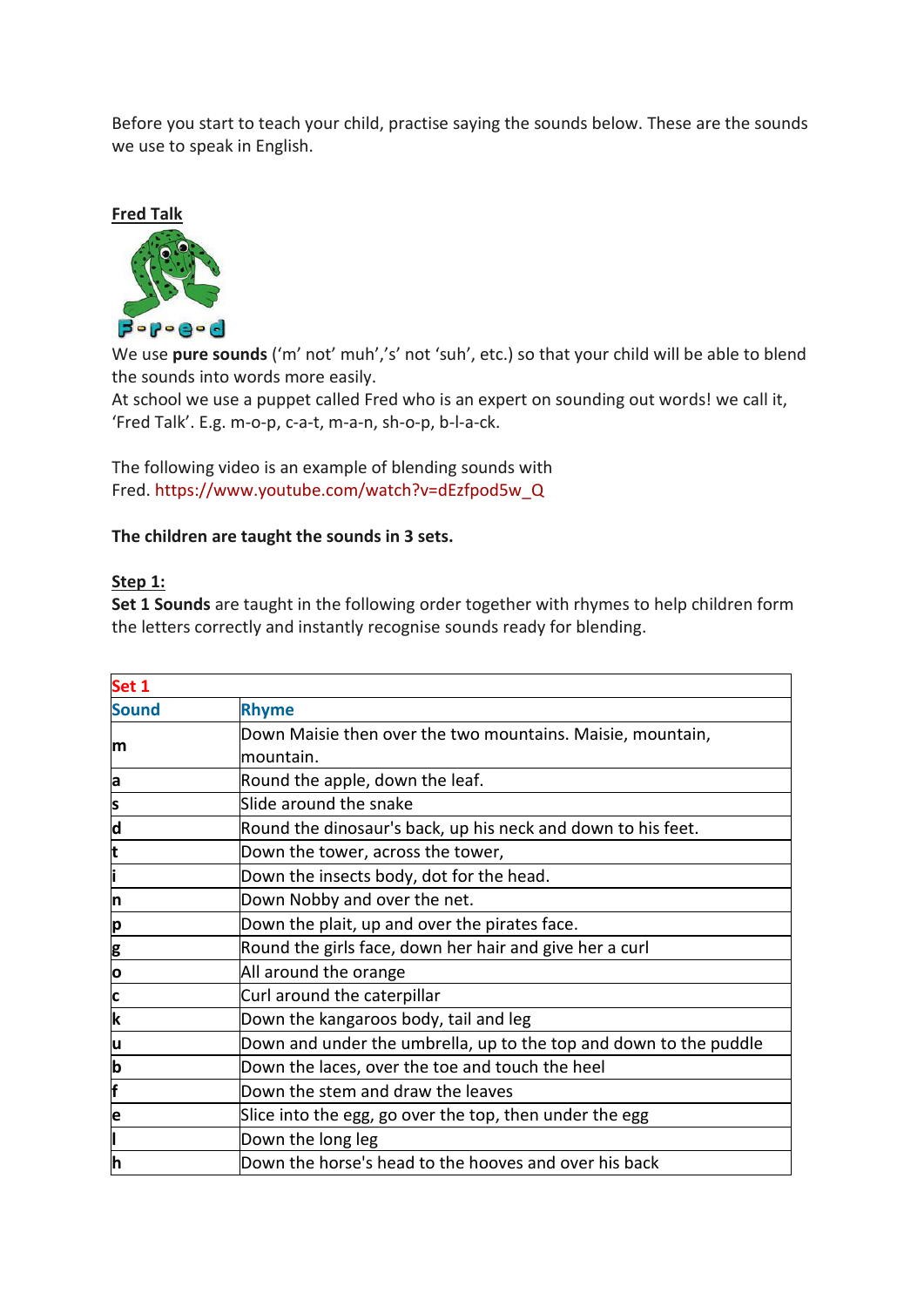Before you start to teach your child, practise saying the sounds below. These are the sounds we use to speak in English.

**Fred Talk**

We use **pure sounds** ('m' not' muh','s' not 'suh', etc.) so that your child will be able to blend the sounds into words more easily.
At school we use a puppet called Fred who is an expert on sounding out words! we call it, 'Fred Talk'. E.g. m-o-p, c-a-t, m-a-n, sh-o-p, b-l-a-ck.

The following video is an example of blending sounds with Fred. https://www.youtube.com/watch?v=dEzfpod5w_Q

**The children are taught the sounds in 3 sets.**

**Step 1:**
**Set 1 Sounds** are taught in the following order together with rhymes to help children form the letters correctly and instantly recognise sounds ready for blending.

| Set 1 | |
|---|---|
| **Sound** | **Rhyme** |
| **m** | Down Maisie then over the two mountains. Maisie, mountain, mountain. |
| **a** | Round the apple, down the leaf. |
| **s** | Slide around the snake |
| **d** | Round the dinosaur's back, up his neck and down to his feet. |
| **t** | Down the tower, across the tower, |
| **i** | Down the insects body, dot for the head. |
| **n** | Down Nobby and over the net. |
| **p** | Down the plait, up and over the pirates face. |
| **g** | Round the girls face, down her hair and give her a curl |
| **o** | All around the orange |
| **c** | Curl around the caterpillar |
| **k** | Down the kangaroos body, tail and leg |
| **u** | Down and under the umbrella, up to the top and down to the puddle |
| **b** | Down the laces, over the toe and touch the heel |
| **f** | Down the stem and draw the leaves |
| **e** | Slice into the egg, go over the top, then under the egg |
| **l** | Down the long leg |
| **h** | Down the horse's head to the hooves and over his back |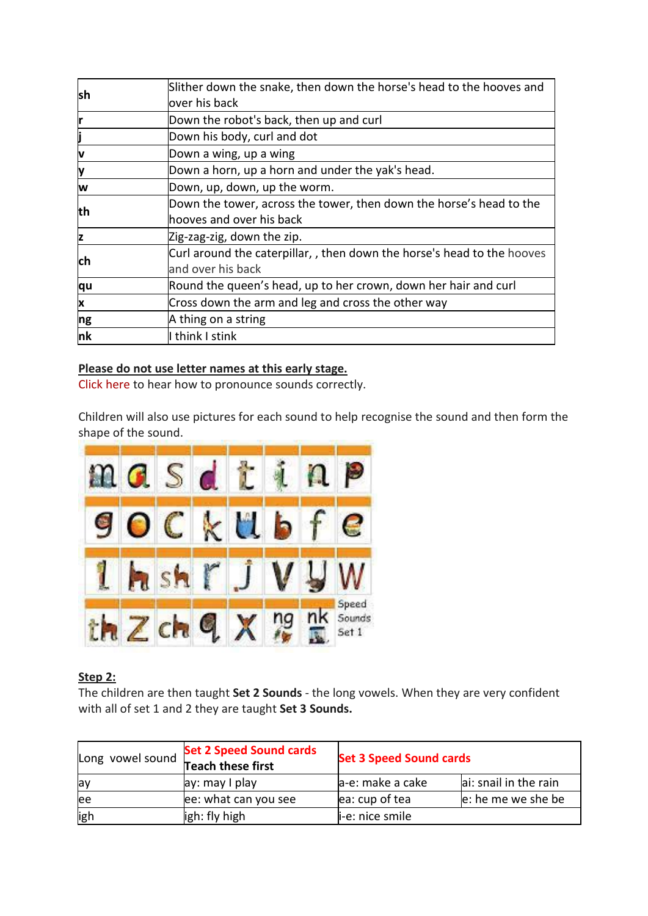| | |
|---|---|
| **sh** | Slither down the snake, then down the horse's head to the hooves and over his back |
| **r** | Down the robot's back, then up and curl |
| **j** | Down his body, curl and dot |
| **v** | Down a wing, up a wing |
| **y** | Down a horn, up a horn and under the yak's head. |
| **w** | Down, up, down, up the worm. |
| **th** | Down the tower, across the tower, then down the horse's head to the hooves and over his back |
| **z** | Zig-zag-zig, down the zip. |
| **ch** | Curl around the caterpillar, , then down the horse's head to the hooves and over his back |
| **qu** | Round the queen's head, up to her crown, down her hair and curl |
| **x** | Cross down the arm and leg and cross the other way |
| **ng** | A thing on a string |
| **nk** | I think I stink |

**Please do not use letter names at this early stage.**

Click here to hear how to pronounce sounds correctly.

Children will also use pictures for each sound to help recognise the sound and then form the shape of the sound.

**Step 2:**

The children are then taught **Set 2 Sounds** - the long vowels. When they are very confident with all of set 1 and 2 they are taught **Set 3 Sounds.**

| Long vowel sound | **Set 2 Speed Sound cards** **Teach these first** | **Set 3 Speed Sound cards** | |
|---|---|---|---|
| ay | ay: may I play | a-e: make a cake | ai: snail in the rain |
| ee | ee: what can you see | ea: cup of tea | e: he me we she be |
| igh | igh: fly high | i-e: nice smile | |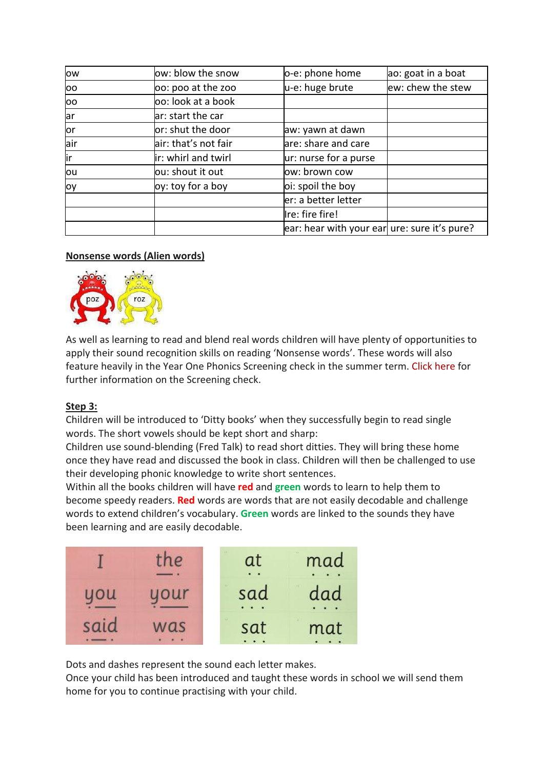| ow | ow: blow the snow | o-e: phone home | ao: goat in a boat |
|---|---|---|---|
| oo | oo: poo at the zoo | u-e: huge brute | ew: chew the stew |
| oo | oo: look at a book | | |
| ar | ar: start the car | | |
| or | or: shut the door | aw: yawn at dawn | |
| air | air: that's not fair | are: share and care | |
| ir | ir: whirl and twirl | ur: nurse for a purse | |
| ou | ou: shout it out | ow: brown cow | |
| oy | oy: toy for a boy | oi: spoil the boy | |
| | | er: a better letter | |
| | | Ire: fire fire! | |
| | | ear: hear with your ear | ure: sure it's pure? |

**Nonsense words (Alien words)**

poz roz

As well as learning to read and blend real words children will have plenty of opportunities to apply their sound recognition skills on reading 'Nonsense words'. These words will also feature heavily in the Year One Phonics Screening check in the summer term. Click here for further information on the Screening check.

**Step 3:**

Children will be introduced to 'Ditty books' when they successfully begin to read single words. The short vowels should be kept short and sharp:

Children use sound-blending (Fred Talk) to read short ditties. They will bring these home once they have read and discussed the book in class. Children will then be challenged to use their developing phonic knowledge to write short sentences.

Within all the books children will have **red** and **green** words to learn to help them to become speedy readers. **Red** words are words that are not easily decodable and challenge words to extend children's vocabulary. **Green** words are linked to the sounds they have been learning and are easily decodable.

| I | the |
|---|---|
| you | your |
| said | was |

| at | mad |
|---|---|
| sad | dad |
| sat | mat |

Dots and dashes represent the sound each letter makes.

Once your child has been introduced and taught these words in school we will send them home for you to continue practising with your child.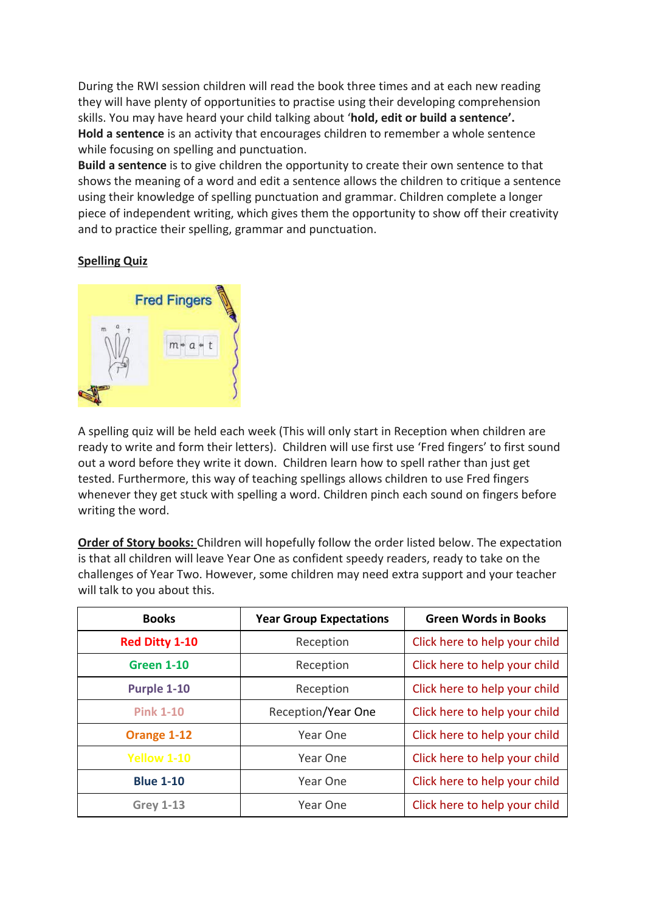During the RWI session children will read the book three times and at each new reading they will have plenty of opportunities to practise using their developing comprehension skills. You may have heard your child talking about '**hold, edit or build a sentence'.**
**Hold a sentence** is an activity that encourages children to remember a whole sentence while focusing on spelling and punctuation.
**Build a sentence** is to give children the opportunity to create their own sentence to that shows the meaning of a word and edit a sentence allows the children to critique a sentence using their knowledge of spelling punctuation and grammar. Children complete a longer piece of independent writing, which gives them the opportunity to show off their creativity and to practice their spelling, grammar and punctuation.

**Spelling Quiz**

A spelling quiz will be held each week (This will only start in Reception when children are ready to write and form their letters). Children will use first use 'Fred fingers' to first sound out a word before they write it down. Children learn how to spell rather than just get tested. Furthermore, this way of teaching spellings allows children to use Fred fingers whenever they get stuck with spelling a word. Children pinch each sound on fingers before writing the word.

**Order of Story books:** Children will hopefully follow the order listed below. The expectation is that all children will leave Year One as confident speedy readers, ready to take on the challenges of Year Two. However, some children may need extra support and your teacher will talk to you about this.

| Books | Year Group Expectations | Green Words in Books |
|---|---|---|
| **Red Ditty 1-10** | Reception | Click here to help your child |
| **Green 1-10** | Reception | Click here to help your child |
| **Purple 1-10** | Reception | Click here to help your child |
| **Pink 1-10** | Reception/Year One | Click here to help your child |
| **Orange 1-12** | Year One | Click here to help your child |
| **Yellow 1-10** | Year One | Click here to help your child |
| **Blue 1-10** | Year One | Click here to help your child |
| **Grey 1-13** | Year One | Click here to help your child |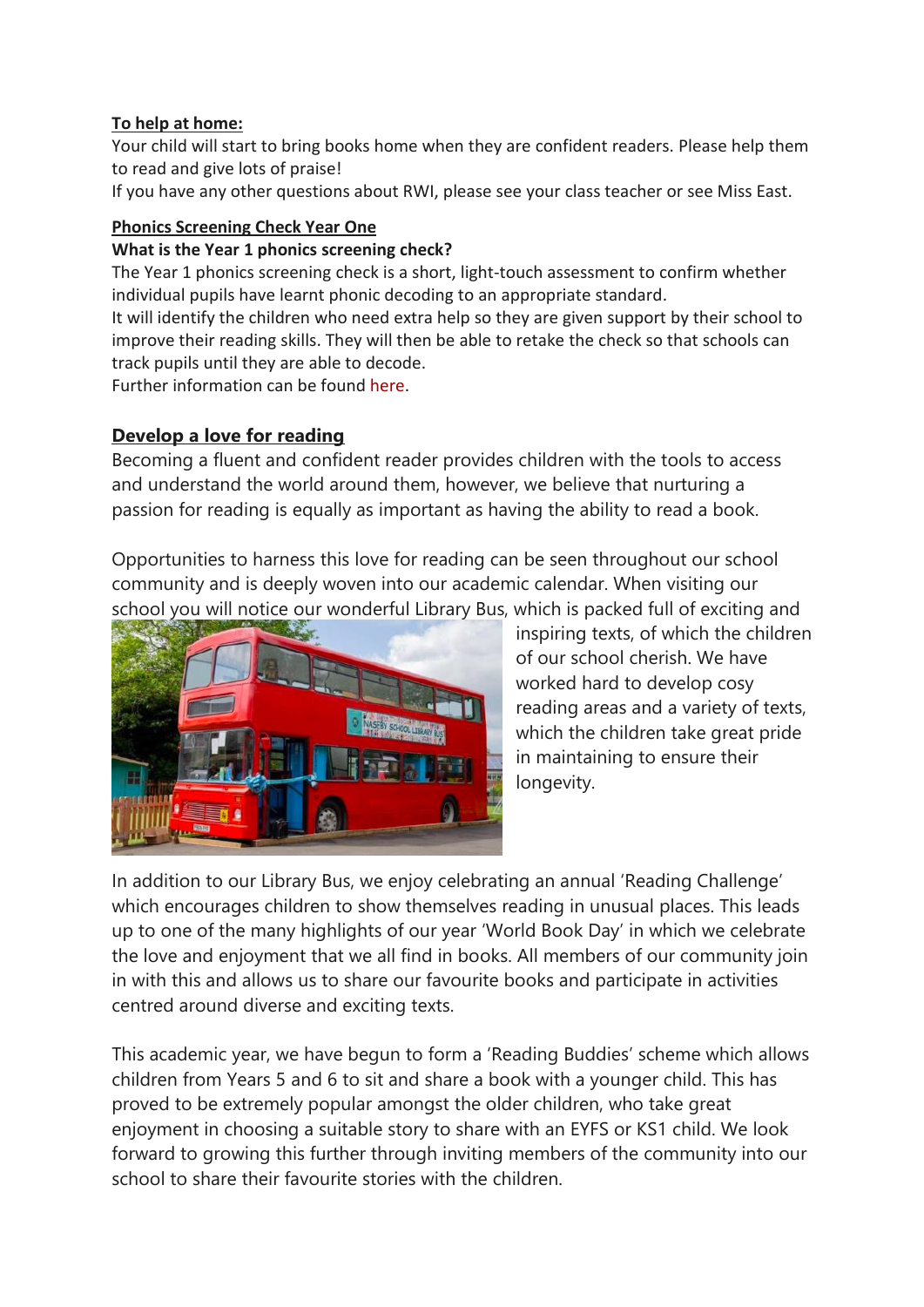**To help at home:**

Your child will start to bring books home when they are confident readers. Please help them to read and give lots of praise!

If you have any other questions about RWI, please see your class teacher or see Miss East.

**Phonics Screening Check Year One**

**What is the Year 1 phonics screening check?**

The Year 1 phonics screening check is a short, light-touch assessment to confirm whether individual pupils have learnt phonic decoding to an appropriate standard.

It will identify the children who need extra help so they are given support by their school to improve their reading skills. They will then be able to retake the check so that schools can track pupils until they are able to decode.

Further information can be found here.

## Develop a love for reading

Becoming a fluent and confident reader provides children with the tools to access and understand the world around them, however, we believe that nurturing a passion for reading is equally as important as having the ability to read a book.

Opportunities to harness this love for reading can be seen throughout our school community and is deeply woven into our academic calendar. When visiting our school you will notice our wonderful Library Bus, which is packed full of exciting and inspiring texts, of which the children of our school cherish. We have worked hard to develop cosy reading areas and a variety of texts, which the children take great pride in maintaining to ensure their longevity.

In addition to our Library Bus, we enjoy celebrating an annual 'Reading Challenge' which encourages children to show themselves reading in unusual places. This leads up to one of the many highlights of our year 'World Book Day' in which we celebrate the love and enjoyment that we all find in books. All members of our community join in with this and allows us to share our favourite books and participate in activities centred around diverse and exciting texts.

This academic year, we have begun to form a 'Reading Buddies' scheme which allows children from Years 5 and 6 to sit and share a book with a younger child. This has proved to be extremely popular amongst the older children, who take great enjoyment in choosing a suitable story to share with an EYFS or KS1 child. We look forward to growing this further through inviting members of the community into our school to share their favourite stories with the children.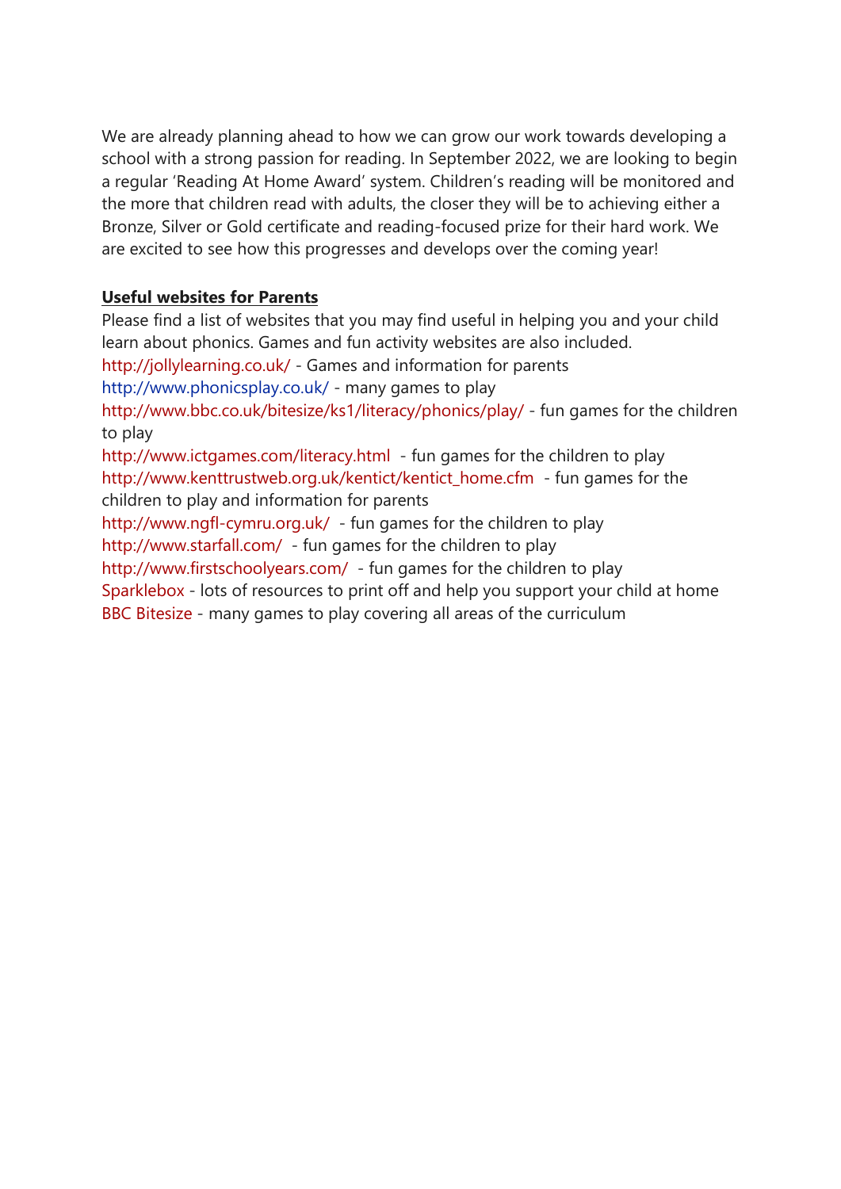We are already planning ahead to how we can grow our work towards developing a school with a strong passion for reading. In September 2022, we are looking to begin a regular 'Reading At Home Award' system. Children's reading will be monitored and the more that children read with adults, the closer they will be to achieving either a Bronze, Silver or Gold certificate and reading-focused prize for their hard work. We are excited to see how this progresses and develops over the coming year!

**Useful websites for Parents**

Please find a list of websites that you may find useful in helping you and your child learn about phonics. Games and fun activity websites are also included.

http://jollylearning.co.uk/ - Games and information for parents
http://www.phonicsplay.co.uk/ - many games to play
http://www.bbc.co.uk/bitesize/ks1/literacy/phonics/play/ - fun games for the children to play
http://www.ictgames.com/literacy.html - fun games for the children to play
http://www.kenttrustweb.org.uk/kentict/kentict_home.cfm - fun games for the children to play and information for parents
http://www.ngfl-cymru.org.uk/ - fun games for the children to play
http://www.starfall.com/ - fun games for the children to play
http://www.firstschoolyears.com/ - fun games for the children to play
Sparklebox - lots of resources to print off and help you support your child at home
BBC Bitesize - many games to play covering all areas of the curriculum